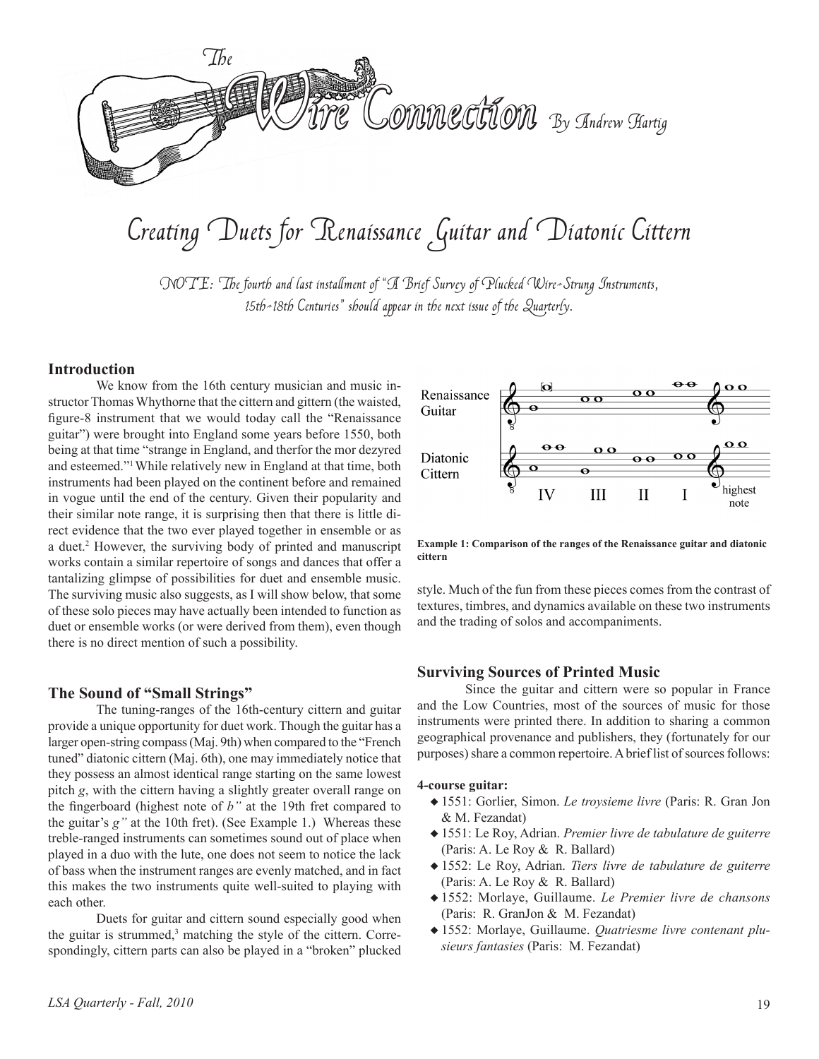# The Wire Connection

By Andrew Hartig

## Creating Duets for Renaissance Guitar and Diatonic Cittern

*NOTE: The fourth and last installment of "A Brief Survey of Plucked Wire-Strung Instruments, 15th-18th Centuries" should appear in the next issue of the Quarterly.*

### Introduction

We know from the 16th century musician and music instructor Thomas Whythorne that the cittern and gittern (the waisted, figure-8 instrument that we would today call the "Renaissance guitar") were brought into England some years before 1550, both being at that time "strange in England, and therfor the mor dezyred and esteemed."[1] While relatively new in England at that time, both instruments had been played on the continent before and remained in vogue until the end of the century. Given their popularity and their similar note range, it is surprising then that there is little direct evidence that the two ever played together in ensemble or as a duet.[2] However, the surviving body of printed and manuscript works contain a similar repertoire of songs and dances that offer a tantalizing glimpse of possibilities for duet and ensemble music. The surviving music also suggests, as I will show below, that some of these solo pieces may have actually been intended to function as duet or ensemble works (or were derived from them), even though there is no direct mention of such a possibility.

### The Sound of "Small Strings"

The tuning-ranges of the 16th-century cittern and guitar provide a unique opportunity for duet work. Though the guitar has a larger open-string compass (Maj. 9th) when compared to the "French tuned" diatonic cittern (Maj. 6th), one may immediately notice that they possess an almost identical range starting on the same lowest pitch *g*, with the cittern having a slightly greater overall range on the fingerboard (highest note of *b"* at the 19th fret compared to the guitar's *g"* at the 10th fret). (See Example 1.) Whereas these treble-ranged instruments can sometimes sound out of place when played in a duo with the lute, one does not seem to notice the lack of bass when the instrument ranges are evenly matched, and in fact this makes the two instruments quite well-suited to playing with each other.

Duets for guitar and cittern sound especially good when the guitar is strummed,[3] matching the style of the cittern. Correspondingly, cittern parts can also be played in a "broken" plucked style. Much of the fun from these pieces comes from the contrast of textures, timbres, and dynamics available on these two instruments and the trading of solos and accompaniments.

Renaissance Guitar / Diatonic Cittern — IV, III, II, I, highest note

**Example 1: Comparison of the ranges of the Renaissance guitar and diatonic cittern**

### Surviving Sources of Printed Music

Since the guitar and cittern were so popular in France and the Low Countries, most of the sources of music for those instruments were printed there. In addition to sharing a common geographical provenance and publishers, they (fortunately for our purposes) share a common repertoire. A brief list of sources follows:

**4-course guitar:**

- 1551: Gorlier, Simon. *Le troysieme livre* (Paris: R. Gran Jon & M. Fezandat)
- 1551: Le Roy, Adrian. *Premier livre de tabulature de guiterre* (Paris: A. Le Roy & R. Ballard)
- 1552: Le Roy, Adrian. *Tiers livre de tabulature de guiterre* (Paris: A. Le Roy & R. Ballard)
- 1552: Morlaye, Guillaume. *Le Premier livre de chansons* (Paris: R. GranJon & M. Fezandat)
- 1552: Morlaye, Guillaume. *Quatriesme livre contenant plusieurs fantasies* (Paris: M. Fezandat)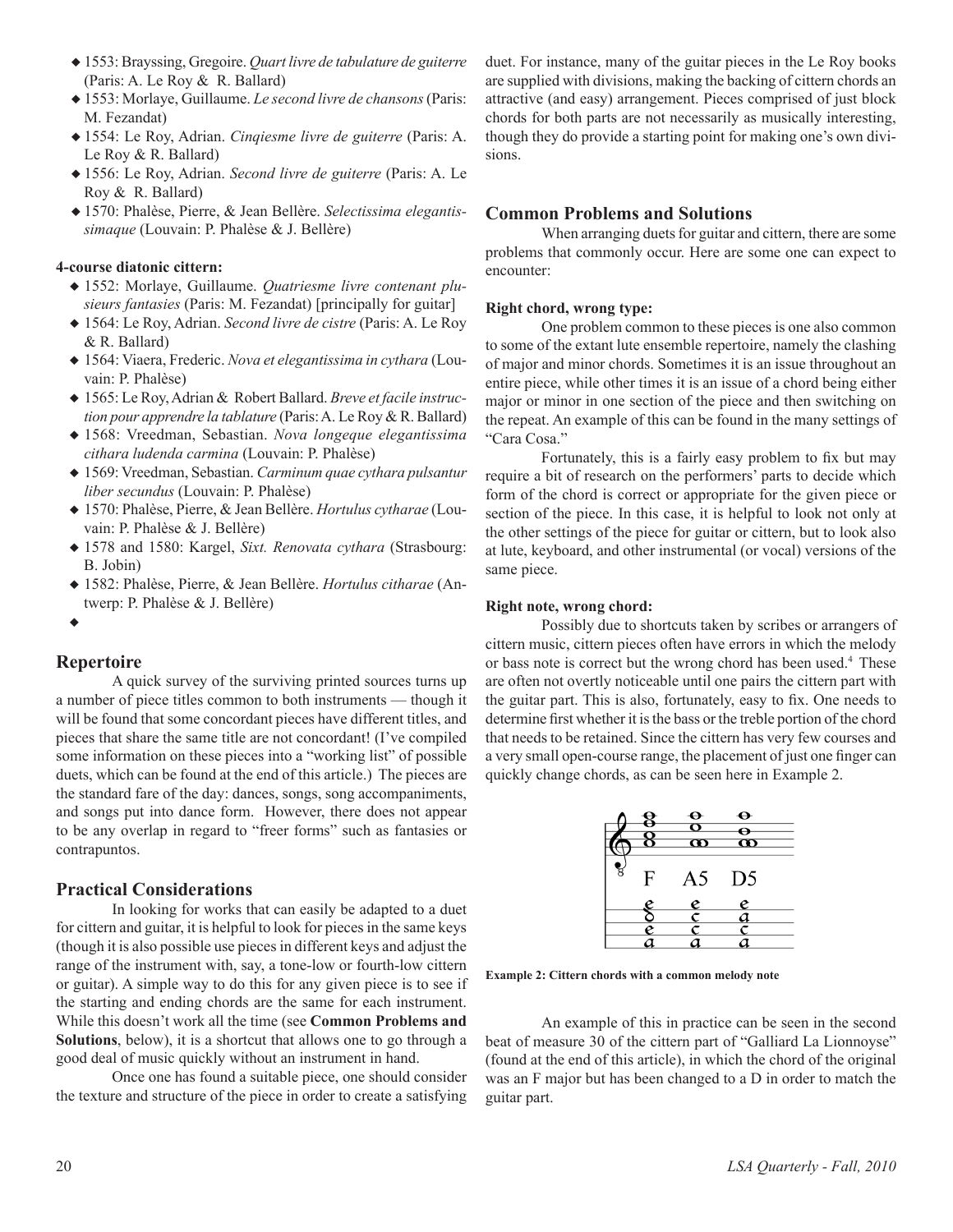- 1553: Brayssing, Gregoire. *Quart livre de tabulature de guiterre* (Paris: A. Le Roy & R. Ballard)
- 1553: Morlaye, Guillaume. *Le second livre de chansons* (Paris: M. Fezandat)
- 1554: Le Roy, Adrian. *Cinqiesme livre de guiterre* (Paris: A. Le Roy & R. Ballard)
- 1556: Le Roy, Adrian. *Second livre de guiterre* (Paris: A. Le Roy & R. Ballard)
- 1570: Phalèse, Pierre, & Jean Bellère. *Selectissima elegantissimaque* (Louvain: P. Phalèse & J. Bellère)

**4-course diatonic cittern:**

- 1552: Morlaye, Guillaume. *Quatriesme livre contenant plusieurs fantasies* (Paris: M. Fezandat) [principally for guitar]
- 1564: Le Roy, Adrian. *Second livre de cistre* (Paris: A. Le Roy & R. Ballard)
- 1564: Viaera, Frederic. *Nova et elegantissima in cythara* (Louvain: P. Phalèse)
- 1565: Le Roy, Adrian & Robert Ballard. *Breve et facile instruction pour apprendre la tablature* (Paris: A. Le Roy & R. Ballard)
- 1568: Vreedman, Sebastian. *Nova longeque elegantissima cithara ludenda carmina* (Louvain: P. Phalèse)
- 1569: Vreedman, Sebastian. *Carminum quae cythara pulsantur liber secundus* (Louvain: P. Phalèse)
- 1570: Phalèse, Pierre, & Jean Bellère. *Hortulus cytharae* (Louvain: P. Phalèse & J. Bellère)
- 1578 and 1580: Kargel, *Sixt. Renovata cythara* (Strasbourg: B. Jobin)
- 1582: Phalèse, Pierre, & Jean Bellère. *Hortulus citharae* (Antwerp: P. Phalèse & J. Bellère)

## Repertoire

A quick survey of the surviving printed sources turns up a number of piece titles common to both instruments — though it will be found that some concordant pieces have different titles, and pieces that share the same title are not concordant! (I've compiled some information on these pieces into a "working list" of possible duets, which can be found at the end of this article.) The pieces are the standard fare of the day: dances, songs, song accompaniments, and songs put into dance form. However, there does not appear to be any overlap in regard to "freer forms" such as fantasies or contrapuntos.

## Practical Considerations

In looking for works that can easily be adapted to a duet for cittern and guitar, it is helpful to look for pieces in the same keys (though it is also possible use pieces in different keys and adjust the range of the instrument with, say, a tone-low or fourth-low cittern or guitar). A simple way to do this for any given piece is to see if the starting and ending chords are the same for each instrument. While this doesn't work all the time (see **Common Problems and Solutions**, below), it is a shortcut that allows one to go through a good deal of music quickly without an instrument in hand.

Once one has found a suitable piece, one should consider the texture and structure of the piece in order to create a satisfying duet. For instance, many of the guitar pieces in the Le Roy books are supplied with divisions, making the backing of cittern chords an attractive (and easy) arrangement. Pieces comprised of just block chords for both parts are not necessarily as musically interesting, though they do provide a starting point for making one's own divisions.

## Common Problems and Solutions

When arranging duets for guitar and cittern, there are some problems that commonly occur. Here are some one can expect to encounter:

**Right chord, wrong type:**

One problem common to these pieces is one also common to some of the extant lute ensemble repertoire, namely the clashing of major and minor chords. Sometimes it is an issue throughout an entire piece, while other times it is an issue of a chord being either major or minor in one section of the piece and then switching on the repeat. An example of this can be found in the many settings of "Cara Cosa."

Fortunately, this is a fairly easy problem to fix but may require a bit of research on the performers' parts to decide which form of the chord is correct or appropriate for the given piece or section of the piece. In this case, it is helpful to look not only at the other settings of the piece for guitar or cittern, but to look also at lute, keyboard, and other instrumental (or vocal) versions of the same piece.

**Right note, wrong chord:**

Possibly due to shortcuts taken by scribes or arrangers of cittern music, cittern pieces often have errors in which the melody or bass note is correct but the wrong chord has been used.[4] These are often not overtly noticeable until one pairs the cittern part with the guitar part. This is also, fortunately, easy to fix. One needs to determine first whether it is the bass or the treble portion of the chord that needs to be retained. Since the cittern has very few courses and a very small open-course range, the placement of just one finger can quickly change chords, as can be seen here in Example 2.

Example 2: Cittern chords with a common melody note

An example of this in practice can be seen in the second beat of measure 30 of the cittern part of "Galliard La Lionnoyse" (found at the end of this article), in which the chord of the original was an F major but has been changed to a D in order to match the guitar part.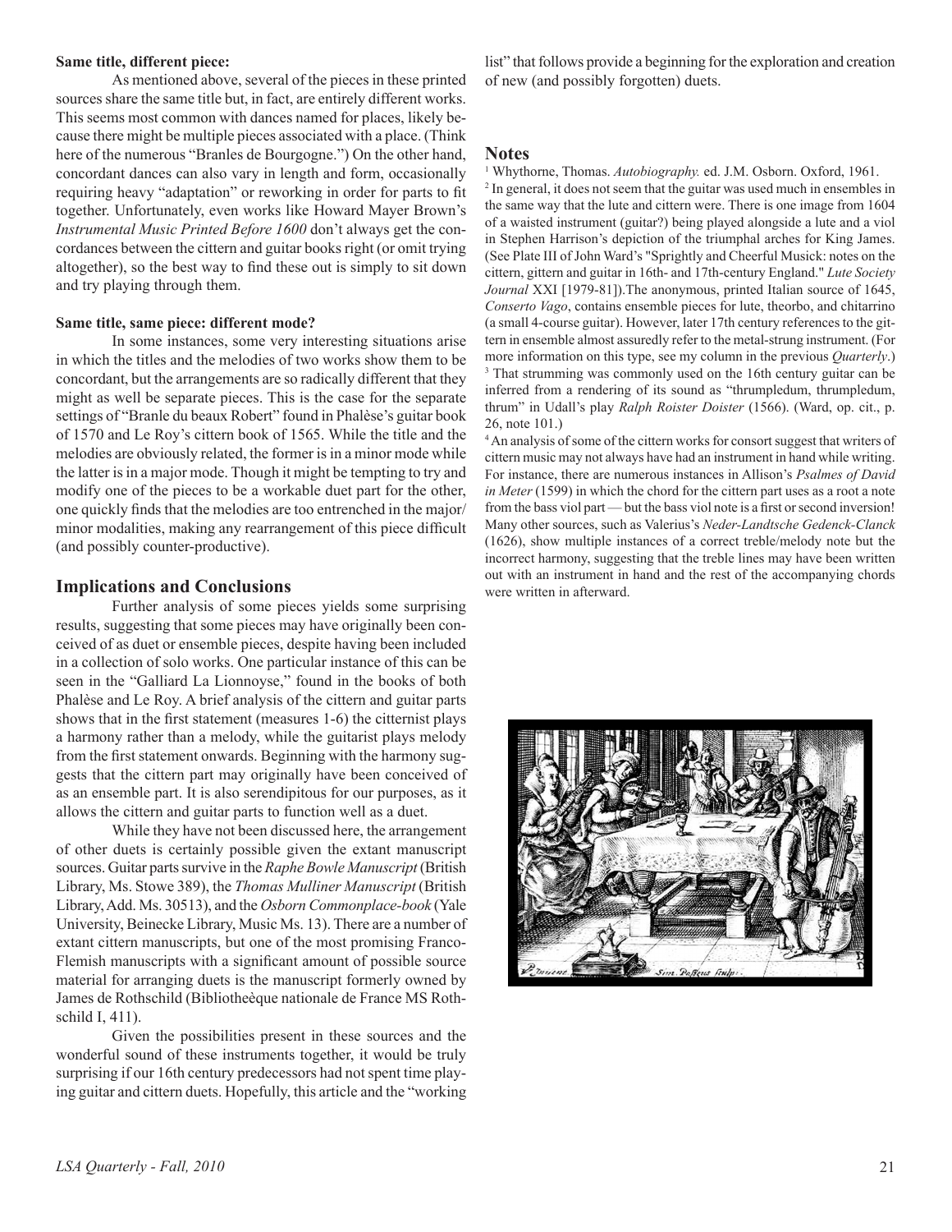**Same title, different piece:**

As mentioned above, several of the pieces in these printed sources share the same title but, in fact, are entirely different works. This seems most common with dances named for places, likely because there might be multiple pieces associated with a place. (Think here of the numerous "Branles de Bourgogne.") On the other hand, concordant dances can also vary in length and form, occasionally requiring heavy "adaptation" or reworking in order for parts to fit together. Unfortunately, even works like Howard Mayer Brown's *Instrumental Music Printed Before 1600* don't always get the concordances between the cittern and guitar books right (or omit trying altogether), so the best way to find these out is simply to sit down and try playing through them.

**Same title, same piece: different mode?**

In some instances, some very interesting situations arise in which the titles and the melodies of two works show them to be concordant, but the arrangements are so radically different that they might as well be separate pieces. This is the case for the separate settings of "Branle du beaux Robert" found in Phalèse's guitar book of 1570 and Le Roy's cittern book of 1565. While the title and the melodies are obviously related, the former is in a minor mode while the latter is in a major mode. Though it might be tempting to try and modify one of the pieces to be a workable duet part for the other, one quickly finds that the melodies are too entrenched in the major/minor modalities, making any rearrangement of this piece difficult (and possibly counter-productive).

## Implications and Conclusions

Further analysis of some pieces yields some surprising results, suggesting that some pieces may have originally been conceived of as duet or ensemble pieces, despite having been included in a collection of solo works. One particular instance of this can be seen in the "Galliard La Lionnoyse," found in the books of both Phalèse and Le Roy. A brief analysis of the cittern and guitar parts shows that in the first statement (measures 1-6) the citternist plays a harmony rather than a melody, while the guitarist plays melody from the first statement onwards. Beginning with the harmony suggests that the cittern part may originally have been conceived of as an ensemble part. It is also serendipitous for our purposes, as it allows the cittern and guitar parts to function well as a duet.

While they have not been discussed here, the arrangement of other duets is certainly possible given the extant manuscript sources. Guitar parts survive in the *Raphe Bowle Manuscript* (British Library, Ms. Stowe 389), the *Thomas Mulliner Manuscript* (British Library, Add. Ms. 30513), and the *Osborn Commonplace-book* (Yale University, Beinecke Library, Music Ms. 13). There are a number of extant cittern manuscripts, but one of the most promising Franco-Flemish manuscripts with a significant amount of possible source material for arranging duets is the manuscript formerly owned by James de Rothschild (Bibliotheèque nationale de France MS Rothschild I, 411).

Given the possibilities present in these sources and the wonderful sound of these instruments together, it would be truly surprising if our 16th century predecessors had not spent time playing guitar and cittern duets. Hopefully, this article and the "working list" that follows provide a beginning for the exploration and creation of new (and possibly forgotten) duets.

## Notes

[1] Whythorne, Thomas. *Autobiography.* ed. J.M. Osborn. Oxford, 1961.

[2] In general, it does not seem that the guitar was used much in ensembles in the same way that the lute and cittern were. There is one image from 1604 of a waisted instrument (guitar?) being played alongside a lute and a viol in Stephen Harrison's depiction of the triumphal arches for King James. (See Plate III of John Ward's "Sprightly and Cheerful Musick: notes on the cittern, gittern and guitar in 16th- and 17th-century England." *Lute Society Journal* XXI [1979-81]).The anonymous, printed Italian source of 1645, *Conserto Vago*, contains ensemble pieces for lute, theorbo, and chitarrino (a small 4-course guitar). However, later 17th century references to the gittern in ensemble almost assuredly refer to the metal-strung instrument. (For more information on this type, see my column in the previous *Quarterly*.)

[3] That strumming was commonly used on the 16th century guitar can be inferred from a rendering of its sound as "thrumpledum, thrumpledum, thrum" in Udall's play *Ralph Roister Doister* (1566). (Ward, op. cit., p. 26, note 101.)

[4] An analysis of some of the cittern works for consort suggest that writers of cittern music may not always have had an instrument in hand while writing. For instance, there are numerous instances in Allison's *Psalmes of David in Meter* (1599) in which the chord for the cittern part uses as a root a note from the bass viol part — but the bass viol note is a first or second inversion! Many other sources, such as Valerius's *Neder-Landtsche Gedenck-Clanck* (1626), show multiple instances of a correct treble/melody note but the incorrect harmony, suggesting that the treble lines may have been written out with an instrument in hand and the rest of the accompanying chords were written in afterward.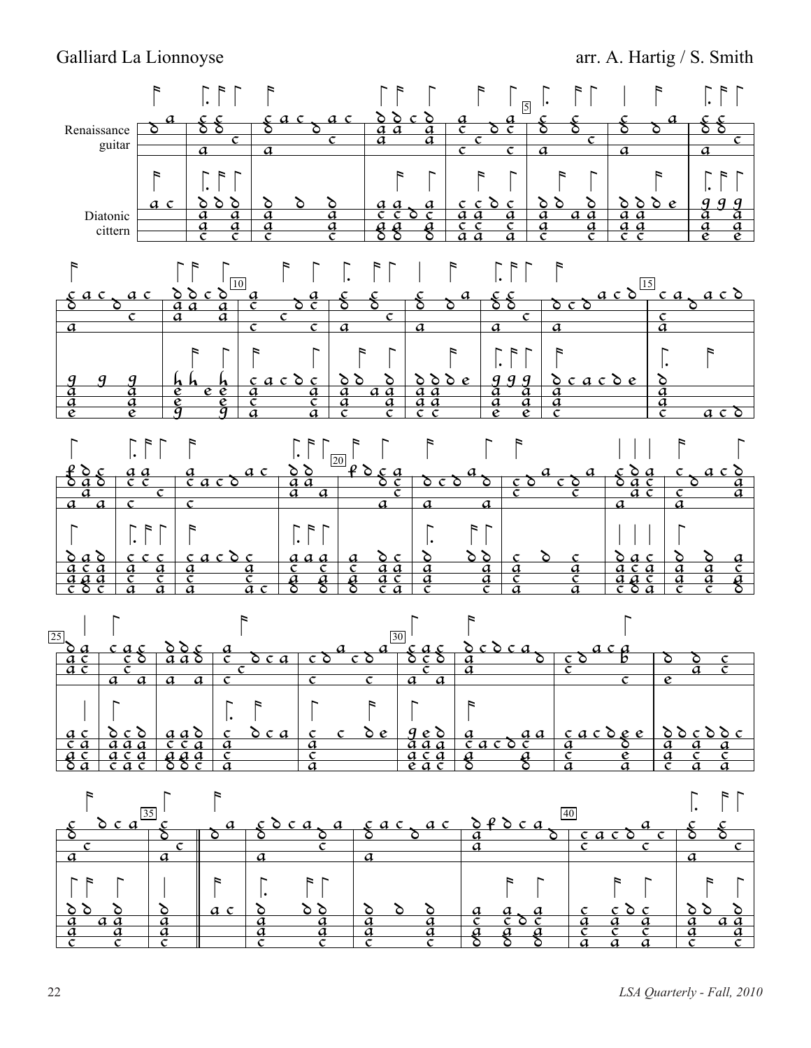Galliard La Lionnoyse

arr. A. Hartig / S. Smith

Renaissance guitar

Diatonic cittern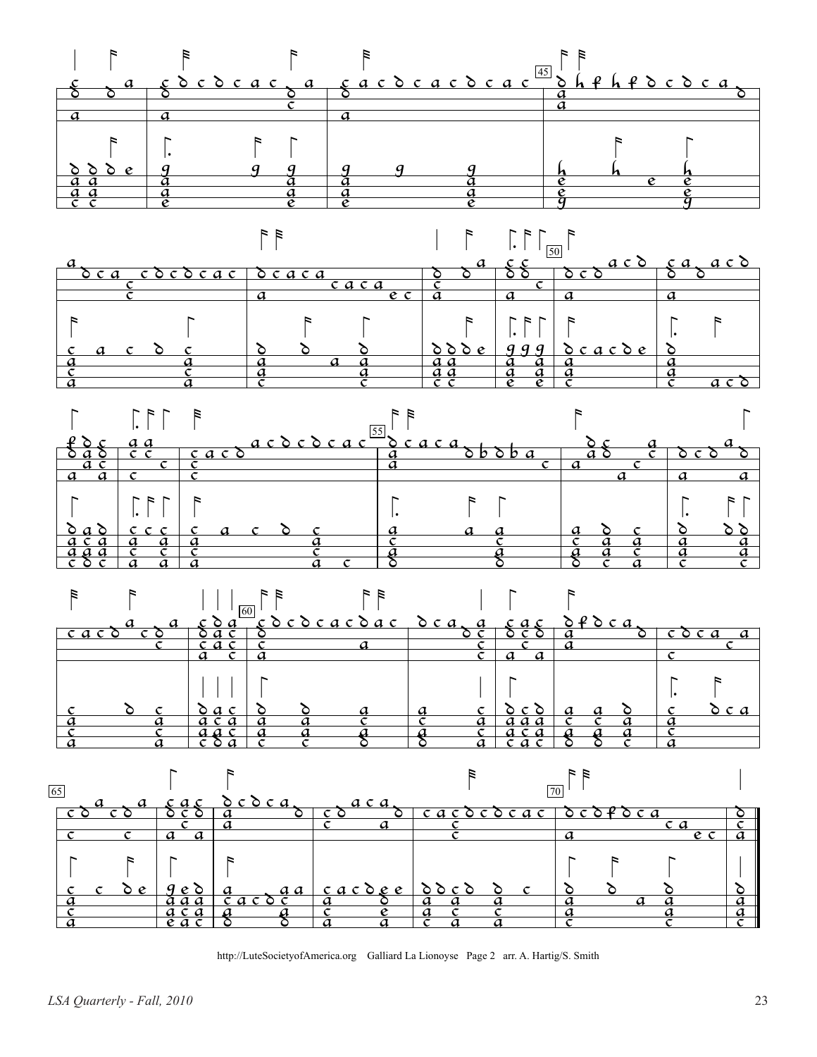http://LuteSocietyofAmerica.org Galliard La Lionoyse Page 2 arr. A. Hartig/S. Smith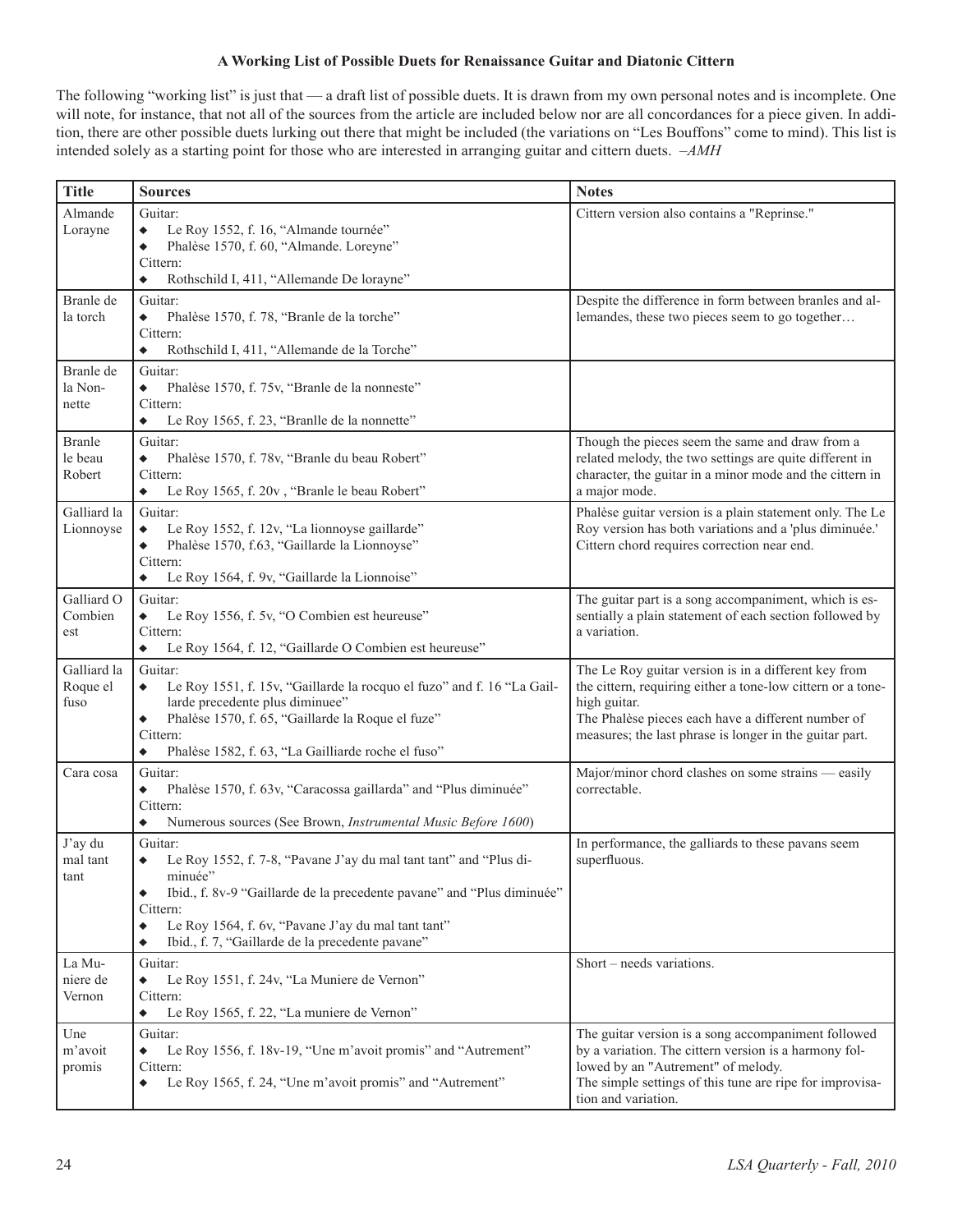**A Working List of Possible Duets for Renaissance Guitar and Diatonic Cittern**

The following "working list" is just that — a draft list of possible duets. It is drawn from my own personal notes and is incomplete. One will note, for instance, that not all of the sources from the article are included below nor are all concordances for a piece given. In addition, there are other possible duets lurking out there that might be included (the variations on "Les Bouffons" come to mind). This list is intended solely as a starting point for those who are interested in arranging guitar and cittern duets. *–AMH*

| Title | Sources | Notes |
|---|---|---|
| Almande Lorayne | Guitar:<br>◆ Le Roy 1552, f. 16, "Almande tournée"<br>◆ Phalèse 1570, f. 60, "Almande. Loreyne"<br>Cittern:<br>◆ Rothschild I, 411, "Allemande De lorayne" | Cittern version also contains a "Reprinse." |
| Branle de la torch | Guitar:<br>◆ Phalèse 1570, f. 78, "Branle de la torche"<br>Cittern:<br>◆ Rothschild I, 411, "Allemande de la Torche" | Despite the difference in form between branles and allemandes, these two pieces seem to go together… |
| Branle de la Nonnette | Guitar:<br>◆ Phalèse 1570, f. 75v, "Branle de la nonneste"<br>Cittern:<br>◆ Le Roy 1565, f. 23, "Branlle de la nonnette" | |
| Branle le beau Robert | Guitar:<br>◆ Phalèse 1570, f. 78v, "Branle du beau Robert"<br>Cittern:<br>◆ Le Roy 1565, f. 20v , "Branle le beau Robert" | Though the pieces seem the same and draw from a related melody, the two settings are quite different in character, the guitar in a minor mode and the cittern in a major mode. |
| Galliard la Lionnoyse | Guitar:<br>◆ Le Roy 1552, f. 12v, "La lionnoyse gaillarde"<br>◆ Phalèse 1570, f.63, "Gaillarde la Lionnoyse"<br>Cittern:<br>◆ Le Roy 1564, f. 9v, "Gaillarde la Lionnoise" | Phalèse guitar version is a plain statement only. The Le Roy version has both variations and a 'plus diminuée.' Cittern chord requires correction near end. |
| Galliard O Combien est | Guitar:<br>◆ Le Roy 1556, f. 5v, "O Combien est heureuse"<br>Cittern:<br>◆ Le Roy 1564, f. 12, "Gaillarde O Combien est heureuse" | The guitar part is a song accompaniment, which is essentially a plain statement of each section followed by a variation. |
| Galliard la Roque el fuso | Guitar:<br>◆ Le Roy 1551, f. 15v, "Gaillarde la rocquo el fuzo" and f. 16 "La Gaillarde precedente plus diminuee"<br>◆ Phalèse 1570, f. 65, "Gaillarde la Roque el fuze"<br>Cittern:<br>◆ Phalèse 1582, f. 63, "La Gailliarde roche el fuso" | The Le Roy guitar version is in a different key from the cittern, requiring either a tone-low cittern or a tone-high guitar.<br>The Phalèse pieces each have a different number of measures; the last phrase is longer in the guitar part. |
| Cara cosa | Guitar:<br>◆ Phalèse 1570, f. 63v, "Caracossa gaillarda" and "Plus diminuée"<br>Cittern:<br>◆ Numerous sources (See Brown, *Instrumental Music Before 1600*) | Major/minor chord clashes on some strains — easily correctable. |
| J'ay du mal tant tant | Guitar:<br>◆ Le Roy 1552, f. 7-8, "Pavane J'ay du mal tant tant" and "Plus diminuée"<br>◆ Ibid., f. 8v-9 "Gaillarde de la precedente pavane" and "Plus diminuée"<br>Cittern:<br>◆ Le Roy 1564, f. 6v, "Pavane J'ay du mal tant tant"<br>◆ Ibid., f. 7, "Gaillarde de la precedente pavane" | In performance, the galliards to these pavans seem superfluous. |
| La Muniere de Vernon | Guitar:<br>◆ Le Roy 1551, f. 24v, "La Muniere de Vernon"<br>Cittern:<br>◆ Le Roy 1565, f. 22, "La muniere de Vernon" | Short – needs variations. |
| Une m'avoit promis | Guitar:<br>◆ Le Roy 1556, f. 18v-19, "Une m'avoit promis" and "Autrement"<br>Cittern:<br>◆ Le Roy 1565, f. 24, "Une m'avoit promis" and "Autrement" | The guitar version is a song accompaniment followed by a variation. The cittern version is a harmony followed by an "Autrement" of melody.<br>The simple settings of this tune are ripe for improvisation and variation. |